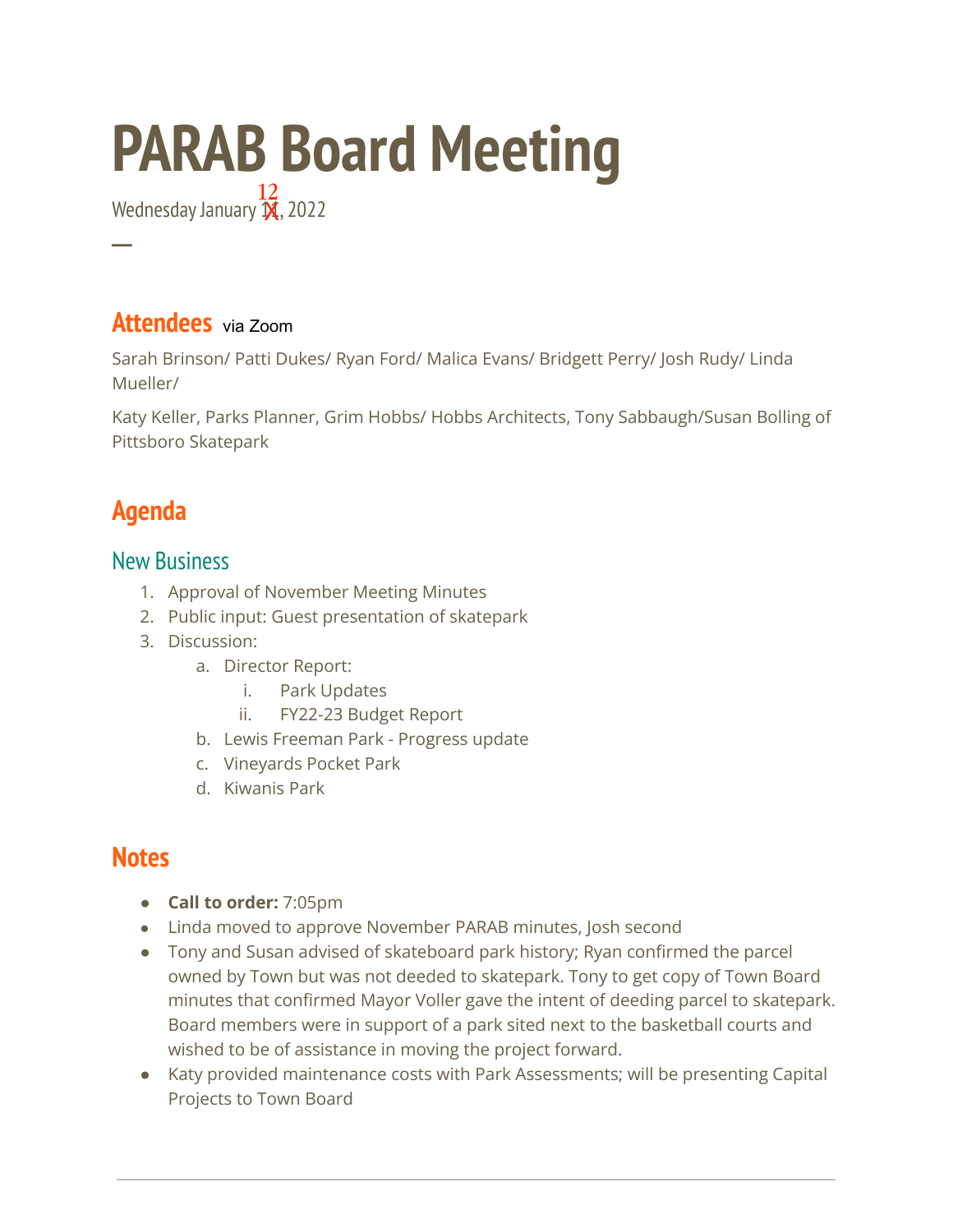# PARAB Board Meeting

Wednesday January 12, 2022

—

## Attendees via Zoom

Sarah Brinson/ Patti Dukes/ Ryan Ford/ Malica Evans/ Bridgett Perry/ Josh Rudy/ Linda Mueller/

Katy Keller, Parks Planner, Grim Hobbs/ Hobbs Architects, Tony Sabbaugh/Susan Bolling of Pittsboro Skatepark

## Agenda

### New Business

1. Approval of November Meeting Minutes
2. Public input: Guest presentation of skatepark
3. Discussion:
   a. Director Report:
      i. Park Updates
      ii. FY22-23 Budget Report
   b. Lewis Freeman Park - Progress update
   c. Vineyards Pocket Park
   d. Kiwanis Park

## Notes

- **Call to order:** 7:05pm
- Linda moved to approve November PARAB minutes, Josh second
- Tony and Susan advised of skateboard park history; Ryan confirmed the parcel owned by Town but was not deeded to skatepark. Tony to get copy of Town Board minutes that confirmed Mayor Voller gave the intent of deeding parcel to skatepark. Board members were in support of a park sited next to the basketball courts and wished to be of assistance in moving the project forward.
- Katy provided maintenance costs with Park Assessments; will be presenting Capital Projects to Town Board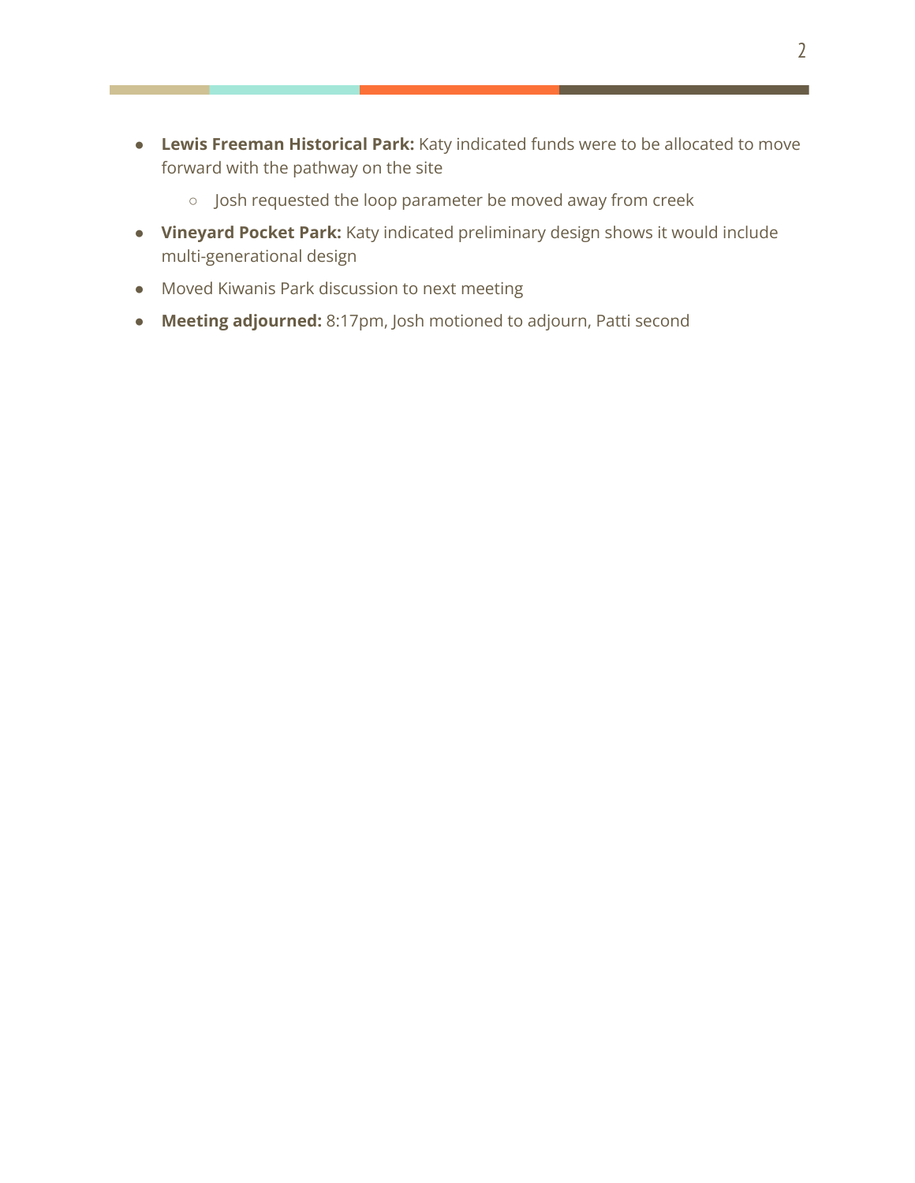- **Lewis Freeman Historical Park:** Katy indicated funds were to be allocated to move forward with the pathway on the site
    - Josh requested the loop parameter be moved away from creek
- **Vineyard Pocket Park:** Katy indicated preliminary design shows it would include multi-generational design
- Moved Kiwanis Park discussion to next meeting
- **Meeting adjourned:** 8:17pm, Josh motioned to adjourn, Patti second